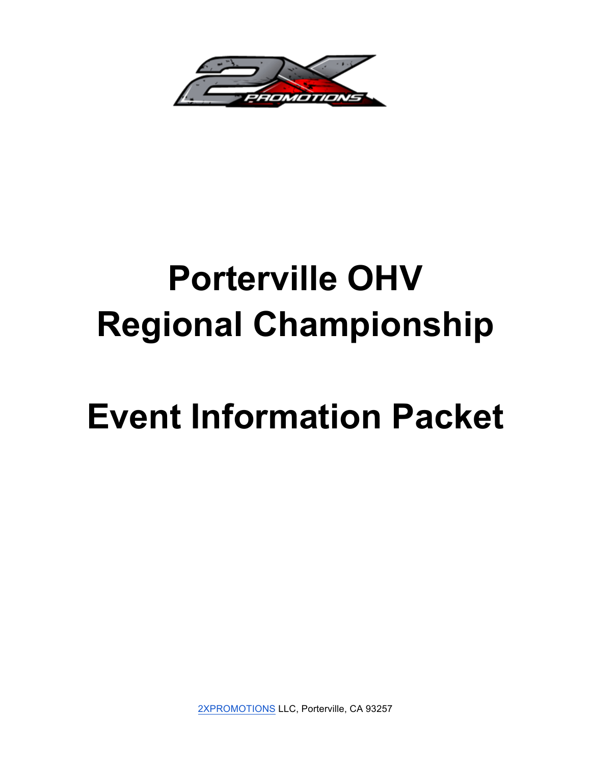# Porterville OHV Regional Championship

# Event Information Packet

2XPROMOTIONS LLC, Porterville, CA 93257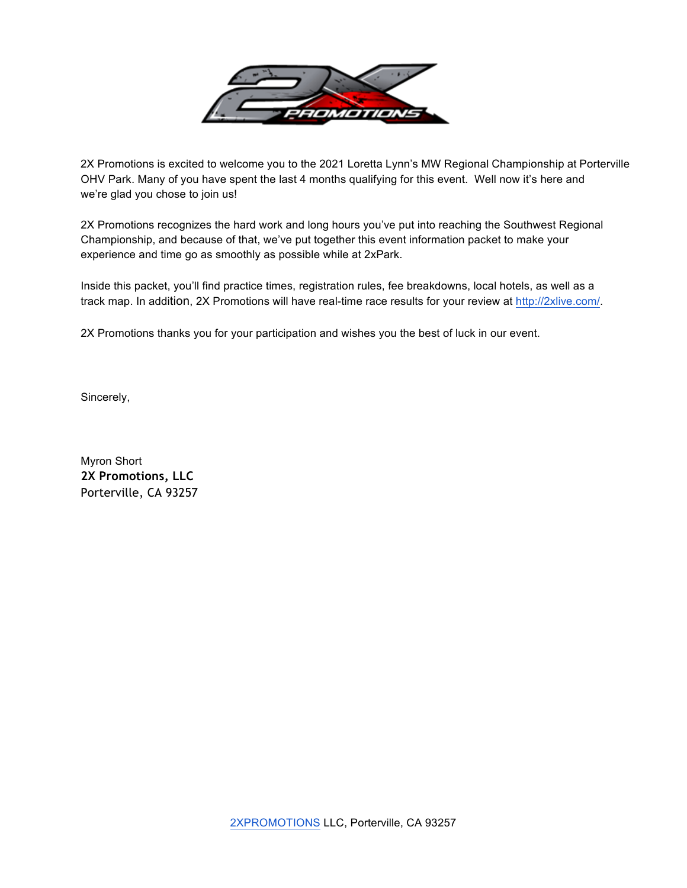2X Promotions is excited to welcome you to the 2021 Loretta Lynn's MW Regional Championship at Porterville OHV Park. Many of you have spent the last 4 months qualifying for this event. Well now it's here and we're glad you chose to join us!

2X Promotions recognizes the hard work and long hours you've put into reaching the Southwest Regional Championship, and because of that, we've put together this event information packet to make your experience and time go as smoothly as possible while at 2xPark.

Inside this packet, you'll find practice times, registration rules, fee breakdowns, local hotels, as well as a track map. In addition, 2X Promotions will have real-time race results for your review at http://2xlive.com/.

2X Promotions thanks you for your participation and wishes you the best of luck in our event.

Sincerely,

Myron Short
**2X Promotions, LLC**
Porterville, CA 93257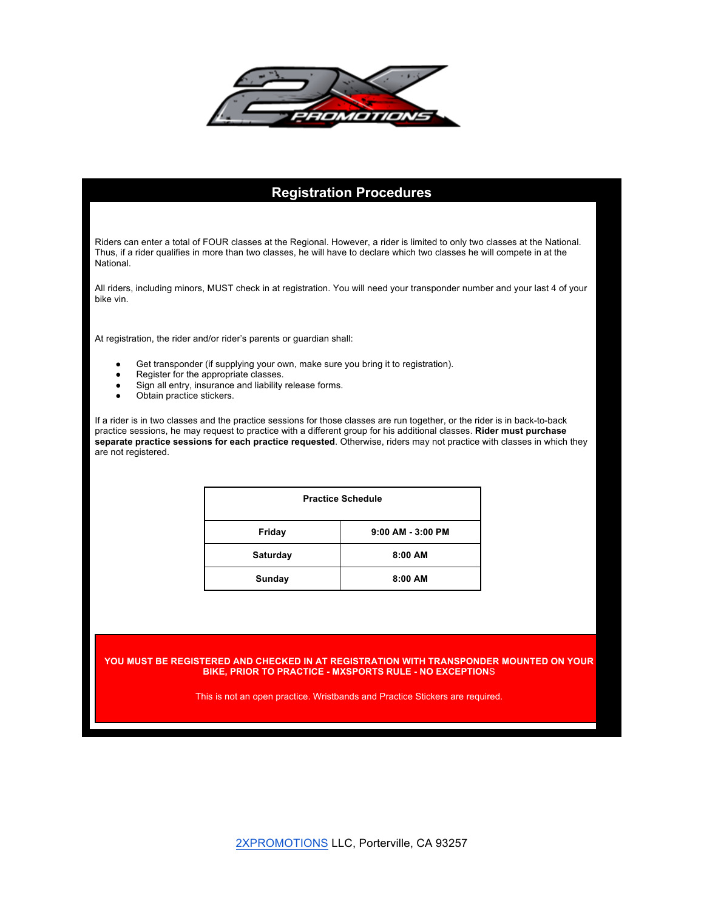## Registration Procedures

Riders can enter a total of FOUR classes at the Regional. However, a rider is limited to only two classes at the National. Thus, if a rider qualifies in more than two classes, he will have to declare which two classes he will compete in at the National.

All riders, including minors, MUST check in at registration. You will need your transponder number and your last 4 of your bike vin.

At registration, the rider and/or rider's parents or guardian shall:

- Get transponder (if supplying your own, make sure you bring it to registration).
- Register for the appropriate classes.
- Sign all entry, insurance and liability release forms.
- Obtain practice stickers.

If a rider is in two classes and the practice sessions for those classes are run together, or the rider is in back-to-back practice sessions, he may request to practice with a different group for his additional classes. **Rider must purchase separate practice sessions for each practice requested**. Otherwise, riders may not practice with classes in which they are not registered.

| Practice Schedule | |
|---|---|
| **Friday** | **9:00 AM - 3:00 PM** |
| **Saturday** | **8:00 AM** |
| **Sunday** | **8:00 AM** |

**YOU MUST BE REGISTERED AND CHECKED IN AT REGISTRATION WITH TRANSPONDER MOUNTED ON YOUR BIKE, PRIOR TO PRACTICE - MXSPORTS RULE - NO EXCEPTIONS**

This is not an open practice. Wristbands and Practice Stickers are required.

2XPROMOTIONS LLC, Porterville, CA 93257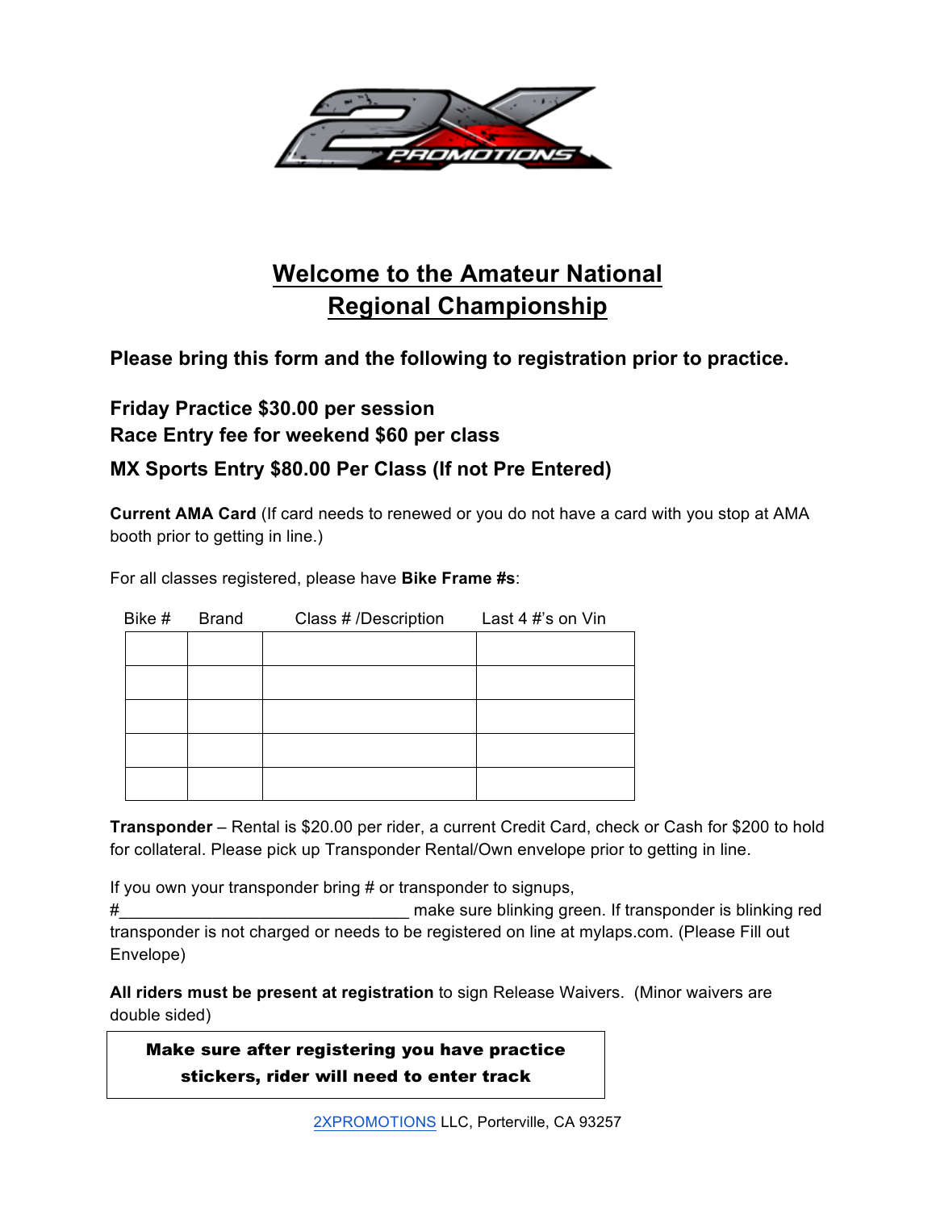# Welcome to the Amateur National Regional Championship

**Please bring this form and the following to registration prior to practice.**

**Friday Practice $30.00 per session**
**Race Entry fee for weekend $60 per class**
**MX Sports Entry $80.00 Per Class (If not Pre Entered)**

**Current AMA Card** (If card needs to renewed or you do not have a card with you stop at AMA booth prior to getting in line.)

For all classes registered, please have **Bike Frame #s**:

| Bike # | Brand | Class # /Description | Last 4 #'s on Vin |
|---|---|---|---|
| | | | |
| | | | |
| | | | |
| | | | |
| | | | |

**Transponder** – Rental is $20.00 per rider, a current Credit Card, check or Cash for $200 to hold for collateral. Please pick up Transponder Rental/Own envelope prior to getting in line.

If you own your transponder bring # or transponder to signups, #_______________________________ make sure blinking green. If transponder is blinking red transponder is not charged or needs to be registered on line at mylaps.com. (Please Fill out Envelope)

**All riders must be present at registration** to sign Release Waivers. (Minor waivers are double sided)

**Make sure after registering you have practice stickers, rider will need to enter track**

2XPROMOTIONS LLC, Porterville, CA 93257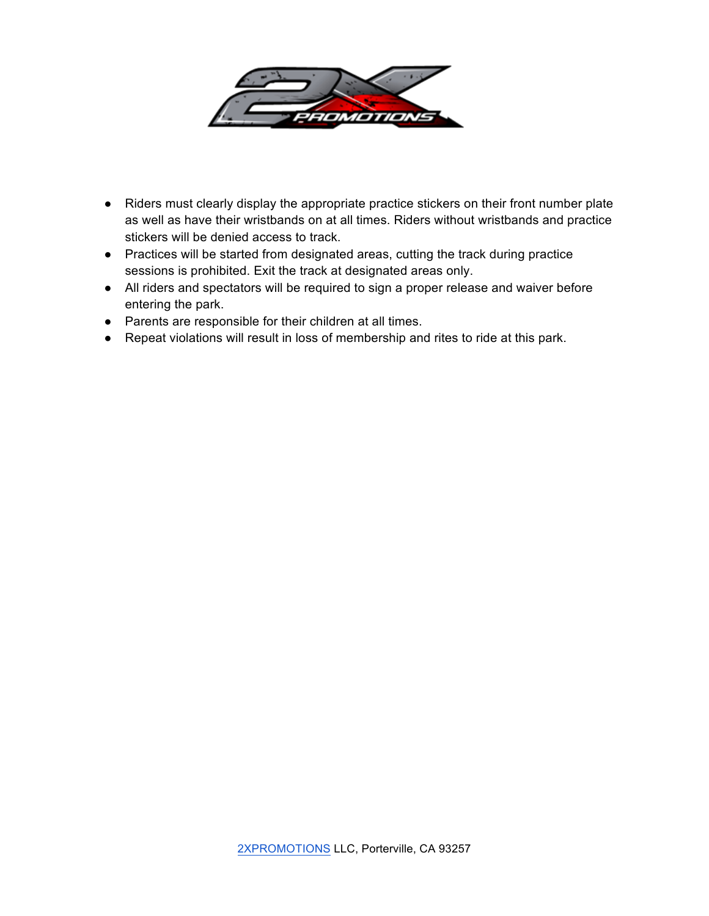- Riders must clearly display the appropriate practice stickers on their front number plate as well as have their wristbands on at all times. Riders without wristbands and practice stickers will be denied access to track.
- Practices will be started from designated areas, cutting the track during practice sessions is prohibited. Exit the track at designated areas only.
- All riders and spectators will be required to sign a proper release and waiver before entering the park.
- Parents are responsible for their children at all times.
- Repeat violations will result in loss of membership and rites to ride at this park.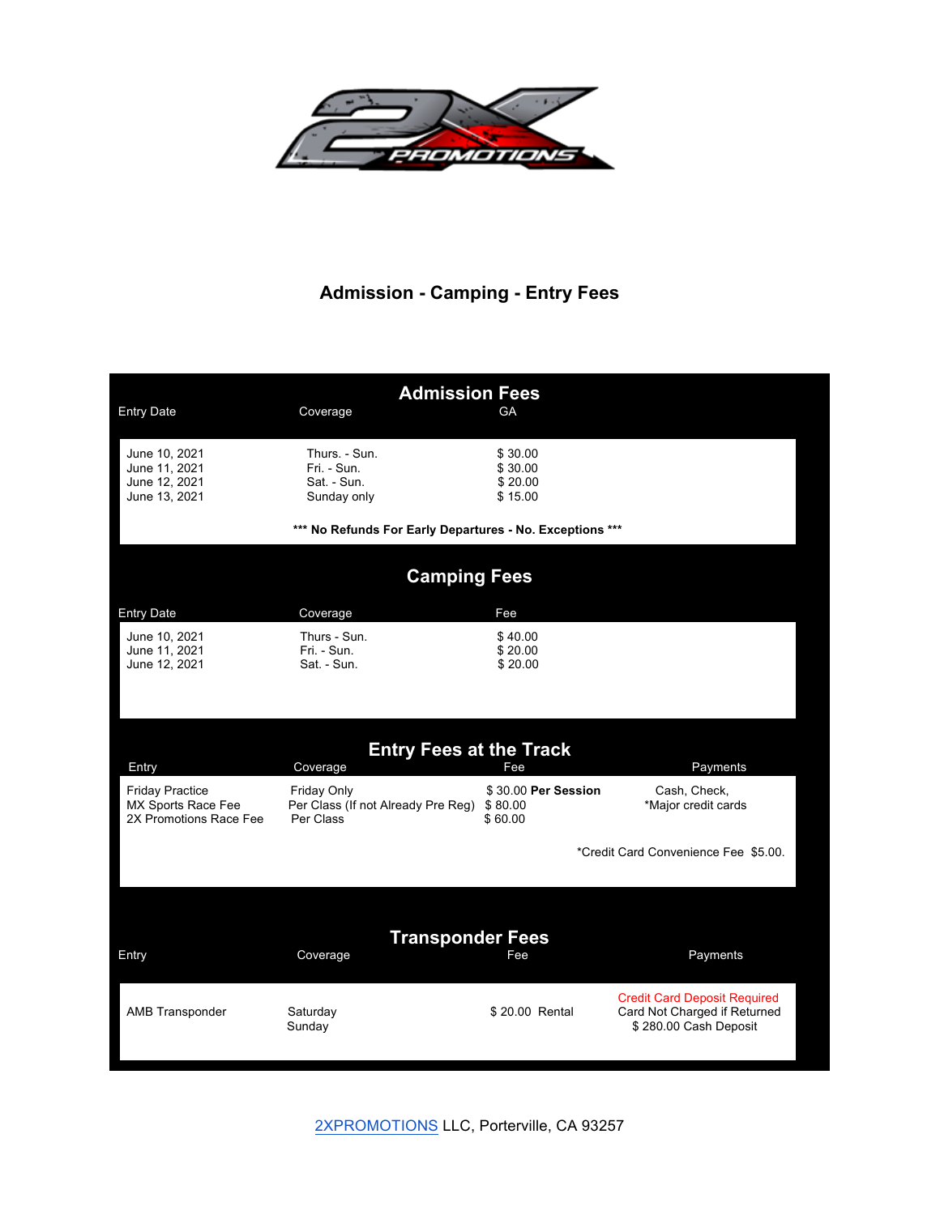# Admission - Camping - Entry Fees

## Admission Fees

| Entry Date | Coverage | GA |
| --- | --- | --- |
| June 10, 2021 | Thurs. - Sun. | $ 30.00 |
| June 11, 2021 | Fri. - Sun. | $ 30.00 |
| June 12, 2021 | Sat. - Sun. | $ 20.00 |
| June 13, 2021 | Sunday only | $ 15.00 |

**\*\*\* No Refunds For Early Departures - No. Exceptions \*\*\***

## Camping Fees

| Entry Date | Coverage | Fee |
| --- | --- | --- |
| June 10, 2021 | Thurs - Sun. | $ 40.00 |
| June 11, 2021 | Fri. - Sun. | $ 20.00 |
| June 12, 2021 | Sat. - Sun. | $ 20.00 |

## Entry Fees at the Track

| Entry | Coverage | Fee | Payments |
| --- | --- | --- | --- |
| Friday Practice | Friday Only | $ 30.00 **Per Session** | Cash, Check, |
| MX Sports Race Fee | Per Class (If not Already Pre Reg) | $ 80.00 | *Major credit cards |
| 2X Promotions Race Fee | Per Class | $ 60.00 | |

*Credit Card Convenience Fee $5.00.

## Transponder Fees

| Entry | Coverage | Fee | Payments |
| --- | --- | --- | --- |
| AMB Transponder | Saturday<br>Sunday | $ 20.00 Rental | Credit Card Deposit Required<br>Card Not Charged if Returned<br>$ 280.00 Cash Deposit |

2XPROMOTIONS LLC, Porterville, CA 93257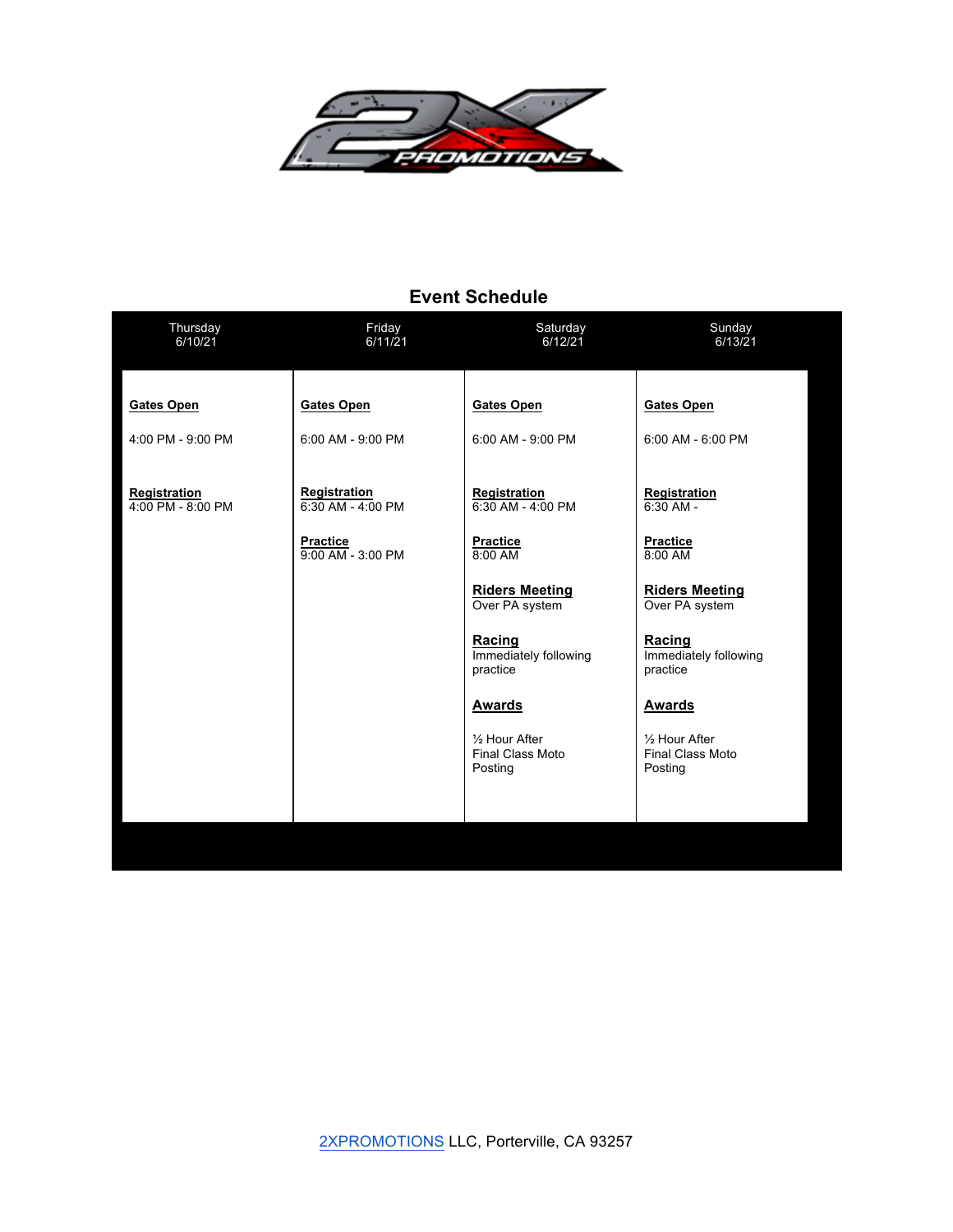## Event Schedule

| Thursday 6/10/21 | Friday 6/11/21 | Saturday 6/12/21 | Sunday 6/13/21 |
|---|---|---|---|
| **Gates Open** 4:00 PM - 9:00 PM | **Gates Open** 6:00 AM - 9:00 PM | **Gates Open** 6:00 AM - 9:00 PM | **Gates Open** 6:00 AM - 6:00 PM |
| **Registration** 4:00 PM - 8:00 PM | **Registration** 6:30 AM - 4:00 PM | **Registration** 6:30 AM - 4:00 PM | **Registration** 6:30 AM - |
| | **Practice** 9:00 AM - 3:00 PM | **Practice** 8:00 AM | **Practice** 8:00 AM |
| | | **Riders Meeting** Over PA system | **Riders Meeting** Over PA system |
| | | **Racing** Immediately following practice | **Racing** Immediately following practice |
| | | **Awards** ½ Hour After Final Class Moto Posting | **Awards** ½ Hour After Final Class Moto Posting |

2XPROMOTIONS LLC, Porterville, CA 93257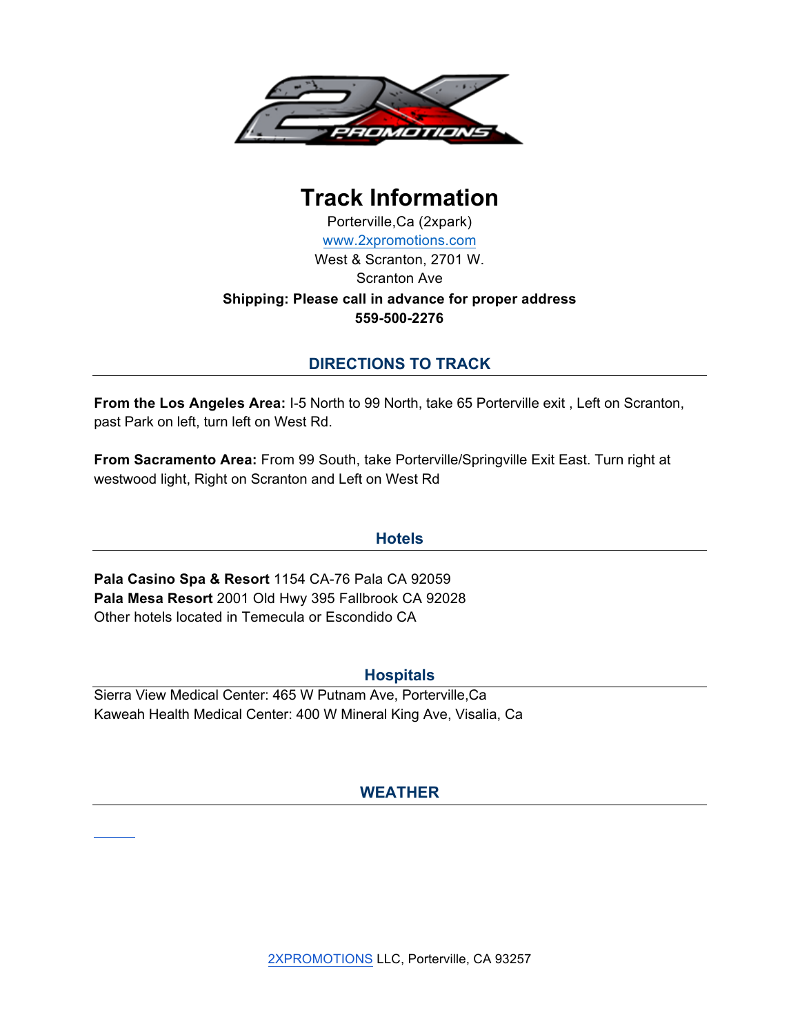# Track Information

Porterville,Ca (2xpark)
www.2xpromotions.com
West & Scranton, 2701 W. Scranton Ave

**Shipping: Please call in advance for proper address**
**559-500-2276**

## DIRECTIONS TO TRACK

**From the Los Angeles Area:** I-5 North to 99 North, take 65 Porterville exit , Left on Scranton, past Park on left, turn left on West Rd.

**From Sacramento Area:** From 99 South, take Porterville/Springville Exit East. Turn right at westwood light, Right on Scranton and Left on West Rd

## Hotels

**Pala Casino Spa & Resort** 1154 CA-76 Pala CA 92059
**Pala Mesa Resort** 2001 Old Hwy 395 Fallbrook CA 92028
Other hotels located in Temecula or Escondido CA

## Hospitals

Sierra View Medical Center: 465 W Putnam Ave, Porterville,Ca
Kaweah Health Medical Center: 400 W Mineral King Ave, Visalia, Ca

## WEATHER

2XPROMOTIONS LLC, Porterville, CA 93257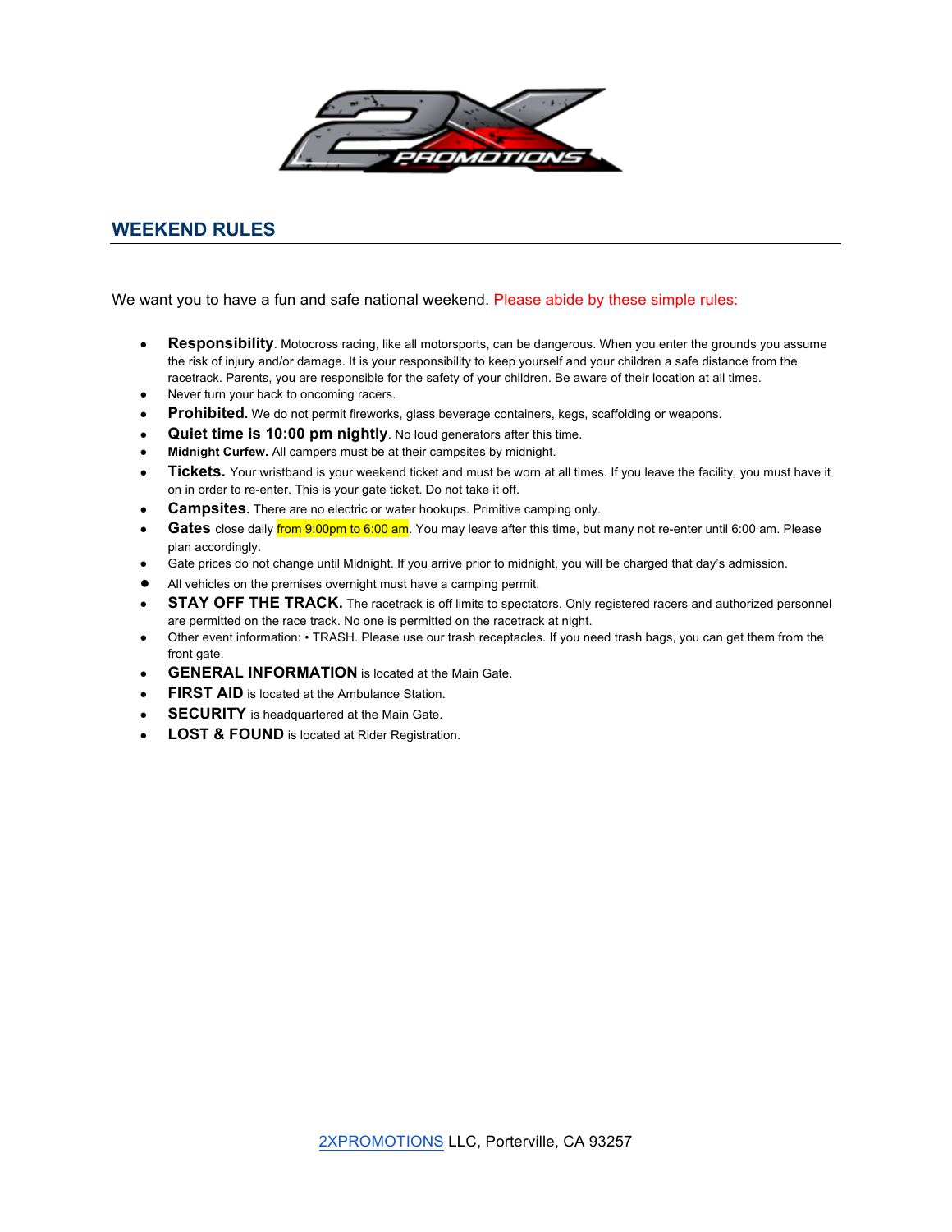## WEEKEND RULES

We want you to have a fun and safe national weekend. Please abide by these simple rules:

- **Responsibility**. Motocross racing, like all motorsports, can be dangerous. When you enter the grounds you assume the risk of injury and/or damage. It is your responsibility to keep yourself and your children a safe distance from the racetrack. Parents, you are responsible for the safety of your children. Be aware of their location at all times.
- Never turn your back to oncoming racers.
- **Prohibited**. We do not permit fireworks, glass beverage containers, kegs, scaffolding or weapons.
- **Quiet time is 10:00 pm nightly**. No loud generators after this time.
- **Midnight Curfew.** All campers must be at their campsites by midnight.
- **Tickets.** Your wristband is your weekend ticket and must be worn at all times. If you leave the facility, you must have it on in order to re-enter. This is your gate ticket. Do not take it off.
- **Campsites**. There are no electric or water hookups. Primitive camping only.
- **Gates** close daily from 9:00pm to 6:00 am. You may leave after this time, but many not re-enter until 6:00 am. Please plan accordingly.
- Gate prices do not change until Midnight. If you arrive prior to midnight, you will be charged that day's admission.
- All vehicles on the premises overnight must have a camping permit.
- **STAY OFF THE TRACK.** The racetrack is off limits to spectators. Only registered racers and authorized personnel are permitted on the race track. No one is permitted on the racetrack at night.
- Other event information: • TRASH. Please use our trash receptacles. If you need trash bags, you can get them from the front gate.
- **GENERAL INFORMATION** is located at the Main Gate.
- **FIRST AID** is located at the Ambulance Station.
- **SECURITY** is headquartered at the Main Gate.
- **LOST & FOUND** is located at Rider Registration.

2XPROMOTIONS LLC, Porterville, CA 93257